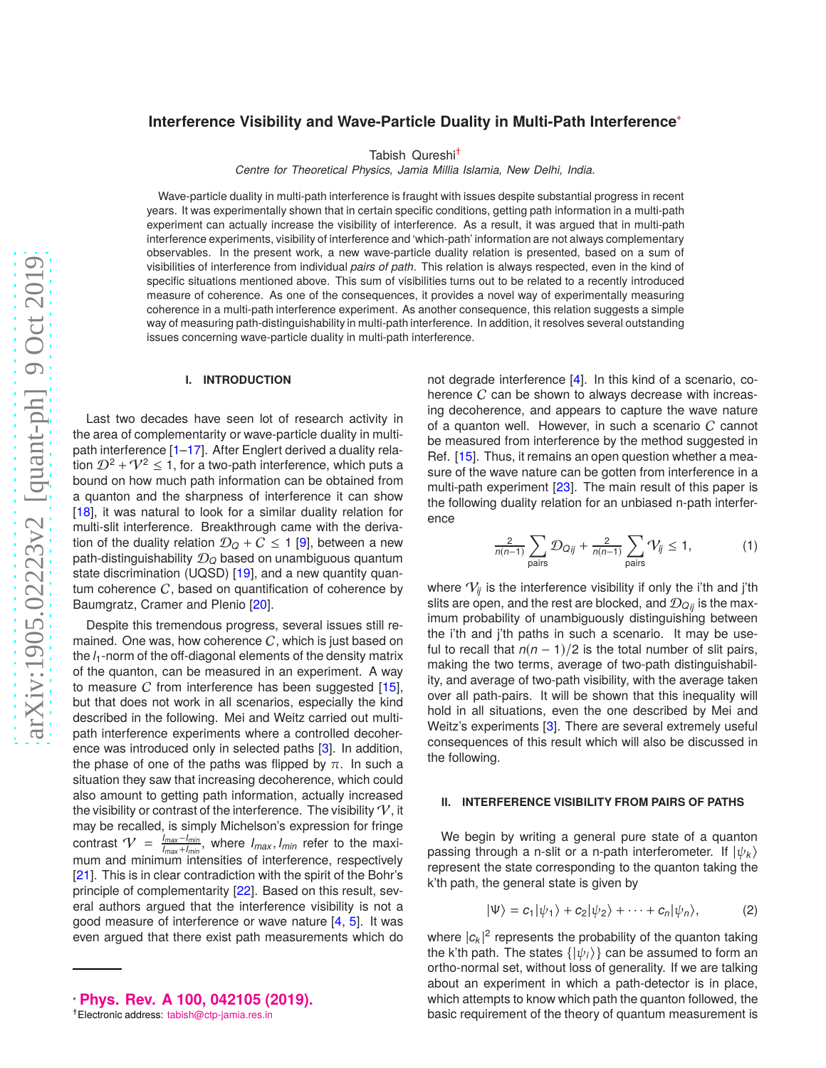# Interference Visibility and Wave-Particle Duality in Multi-Path Interference*

Tabish Qureshi†

*Centre for Theoretical Physics, Jamia Millia Islamia, New Delhi, India.*

Wave-particle duality in multi-path interference is fraught with issues despite substantial progress in recent years. It was experimentally shown that in certain specific conditions, getting path information in a multi-path experiment can actually increase the visibility of interference. As a result, it was argued that in multi-path interference experiments, visibility of interference and 'which-path' information are not always complementary observables. In the present work, a new wave-particle duality relation is presented, based on a sum of visibilities of interference from individual *pairs of path*. This relation is always respected, even in the kind of specific situations mentioned above. This sum of visibilities turns out to be related to a recently introduced measure of coherence. As one of the consequences, it provides a novel way of experimentally measuring coherence in a multi-path interference experiment. As another consequence, this relation suggests a simple way of measuring path-distinguishability in multi-path interference. In addition, it resolves several outstanding issues concerning wave-particle duality in multi-path interference.

## I. INTRODUCTION

Last two decades have seen lot of research activity in the area of complementarity or wave-particle duality in multi-path interference [1–17]. After Englert derived a duality relation $\mathcal{D}^2 + \mathcal{V}^2 \leq 1$, for a two-path interference, which puts a bound on how much path information can be obtained from a quanton and the sharpness of interference it can show [18], it was natural to look for a similar duality relation for multi-slit interference. Breakthrough came with the derivation of the duality relation $\mathcal{D}_Q + \mathcal{C} \leq 1$ [9], between a new path-distinguishability $\mathcal{D}_Q$ based on unambiguous quantum state discrimination (UQSD) [19], and a new quantity quantum coherence $\mathcal{C}$, based on quantification of coherence by Baumgratz, Cramer and Plenio [20].

Despite this tremendous progress, several issues still remained. One was, how coherence $\mathcal{C}$, which is just based on the $l_1$-norm of the off-diagonal elements of the density matrix of the quanton, can be measured in an experiment. A way to measure $\mathcal{C}$ from interference has been suggested [15], but that does not work in all scenarios, especially the kind described in the following. Mei and Weitz carried out multi-path interference experiments where a controlled decoherence was introduced only in selected paths [3]. In addition, the phase of one of the paths was flipped by $\pi$. In such a situation they saw that increasing decoherence, which could also amount to getting path information, actually increased the visibility or contrast of the interference. The visibility $\mathcal{V}$, it may be recalled, is simply Michelson's expression for fringe contrast $\mathcal{V} = \frac{I_{max}-I_{min}}{I_{max}+I_{min}}$, where $I_{max}, I_{min}$ refer to the maximum and minimum intensities of interference, respectively [21]. This is in clear contradiction with the spirit of the Bohr's principle of complementarity [22]. Based on this result, several authors argued that the interference visibility is not a good measure of interference or wave nature [4, 5]. It was even argued that there exist path measurements which do not degrade interference [4]. In this kind of a scenario, coherence $\mathcal{C}$ can be shown to always decrease with increasing decoherence, and appears to capture the wave nature of a quanton well. However, in such a scenario $\mathcal{C}$ cannot be measured from interference by the method suggested in Ref. [15]. Thus, it remains an open question whether a measure of the wave nature can be gotten from interference in a multi-path experiment [23]. The main result of this paper is the following duality relation for an unbiased n-path interference

$$\tfrac{2}{n(n-1)} \sum_{\text{pairs}} \mathcal{D}_{Qij} + \tfrac{2}{n(n-1)} \sum_{\text{pairs}} \mathcal{V}_{ij} \leq 1, \tag{1}$$

where $\mathcal{V}_{ij}$ is the interference visibility if only the i'th and j'th slits are open, and the rest are blocked, and $\mathcal{D}_{Qij}$ is the maximum probability of unambiguously distinguishing between the i'th and j'th paths in such a scenario. It may be useful to recall that $n(n-1)/2$ is the total number of slit pairs, making the two terms, average of two-path distinguishability, and average of two-path visibility, with the average taken over all path-pairs. It will be shown that this inequality will hold in all situations, even the one described by Mei and Weitz's experiments [3]. There are several extremely useful consequences of this result which will also be discussed in the following.

## II. INTERFERENCE VISIBILITY FROM PAIRS OF PATHS

We begin by writing a general pure state of a quanton passing through a n-slit or a n-path interferometer. If $|\psi_k\rangle$ represent the state corresponding to the quanton taking the k'th path, the general state is given by

$$|\Psi\rangle = c_1|\psi_1\rangle + c_2|\psi_2\rangle + \cdots + c_n|\psi_n\rangle, \tag{2}$$

where $|c_k|^2$ represents the probability of the quanton taking the k'th path. The states $\{|\psi_i\rangle\}$ can be assumed to form an ortho-normal set, without loss of generality. If we are talking about an experiment in which a path-detector is in place, which attempts to know which path the quanton followed, the basic requirement of the theory of quantum measurement is

* **Phys. Rev. A 100, 042105 (2019).**

†Electronic address: tabish@ctp-jamia.res.in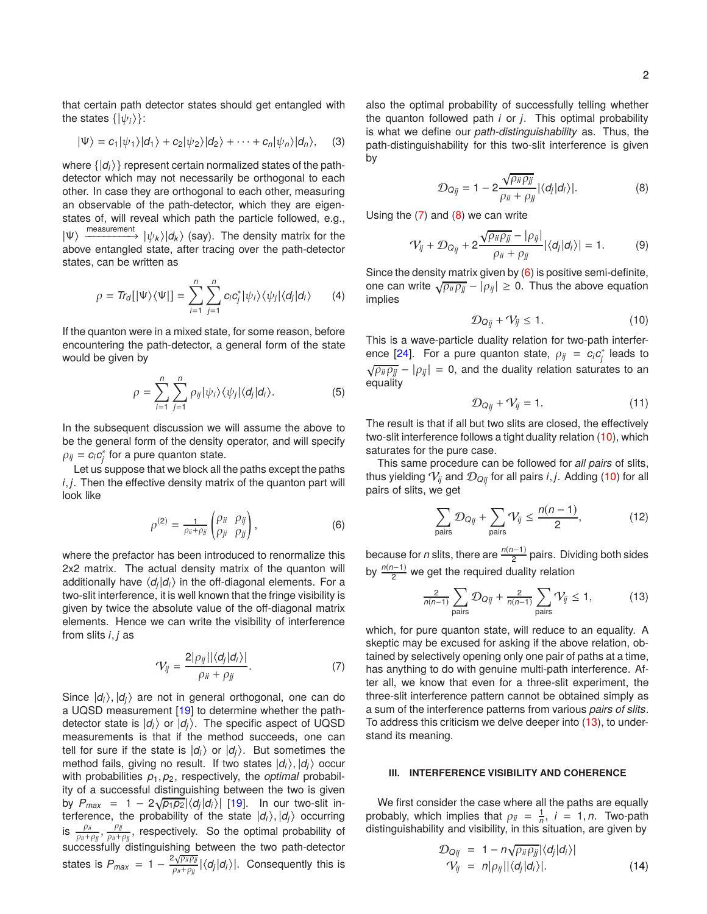that certain path detector states should get entangled with the states $\{|\psi_i\rangle\}$:

$$|\Psi\rangle = c_1|\psi_1\rangle|d_1\rangle + c_2|\psi_2\rangle|d_2\rangle + \cdots + c_n|\psi_n\rangle|d_n\rangle, \quad (3)$$

where $\{|d_i\rangle\}$ represent certain normalized states of the path-detector which may not necessarily be orthogonal to each other. In case they are orthogonal to each other, measuring an observable of the path-detector, which they are eigenstates of, will reveal which path the particle followed, e.g., $|\Psi\rangle \xrightarrow{\text{measurement}} |\psi_k\rangle|d_k\rangle$ (say). The density matrix for the above entangled state, after tracing over the path-detector states, can be written as

$$\rho = Tr_d[|\Psi\rangle\langle\Psi|] = \sum_{i=1}^{n}\sum_{j=1}^{n} c_i c_j^* |\psi_i\rangle\langle\psi_j|\langle d_j|d_i\rangle \quad (4)$$

If the quanton were in a mixed state, for some reason, before encountering the path-detector, a general form of the state would be given by

$$\rho = \sum_{i=1}^{n}\sum_{j=1}^{n} \rho_{ij}|\psi_i\rangle\langle\psi_j|\langle d_j|d_i\rangle. \quad (5)$$

In the subsequent discussion we will assume the above to be the general form of the density operator, and will specify $\rho_{ij} = c_i c_j^*$ for a pure quanton state.

Let us suppose that we block all the paths except the paths $i, j$. Then the effective density matrix of the quanton part will look like

$$\rho^{(2)} = \tfrac{1}{\rho_{ii}+\rho_{jj}} \begin{pmatrix} \rho_{ii} & \rho_{ij} \\ \rho_{ji} & \rho_{jj} \end{pmatrix}, \quad (6)$$

where the prefactor has been introduced to renormalize this 2x2 matrix. The actual density matrix of the quanton will additionally have $\langle d_j|d_i\rangle$ in the off-diagonal elements. For a two-slit interference, it is well known that the fringe visibility is given by twice the absolute value of the off-diagonal matrix elements. Hence we can write the visibility of interference from slits $i, j$ as

$$\mathcal{V}_{ij} = \frac{2|\rho_{ij}||\langle d_j|d_i\rangle|}{\rho_{ii} + \rho_{jj}}. \quad (7)$$

Since $|d_i\rangle, |d_j\rangle$ are not in general orthogonal, one can do a UQSD measurement [19] to determine whether the path-detector state is $|d_i\rangle$ or $|d_j\rangle$. The specific aspect of UQSD measurements is that if the method succeeds, one can tell for sure if the state is $|d_i\rangle$ or $|d_j\rangle$. But sometimes the method fails, giving no result. If two states $|d_i\rangle, |d_j\rangle$ occur with probabilities $p_1, p_2$, respectively, the *optimal* probability of a successful distinguishing between the two is given by $P_{max} = 1 - 2\sqrt{p_1 p_2}|\langle d_j|d_i\rangle|$ [19]. In our two-slit interference, the probability of the state $|d_i\rangle, |d_j\rangle$ occurring is $\frac{\rho_{ii}}{\rho_{ii}+\rho_{jj}}, \frac{\rho_{jj}}{\rho_{ii}+\rho_{jj}}$, respectively. So the optimal probability of successfully distinguishing between the two path-detector states is $P_{max} = 1 - \frac{2\sqrt{\rho_{ii}\rho_{jj}}}{\rho_{ii}+\rho_{jj}}|\langle d_j|d_i\rangle|$. Consequently this is also the optimal probability of successfully telling whether the quanton followed path $i$ or $j$. This optimal probability is what we define our *path-distinguishability* as. Thus, the path-distinguishability for this two-slit interference is given by

$$\mathcal{D}_{Qij} = 1 - 2\frac{\sqrt{\rho_{ii}\rho_{jj}}}{\rho_{ii} + \rho_{jj}}|\langle d_j|d_i\rangle|. \quad (8)$$

Using the (7) and (8) we can write

$$\mathcal{V}_{ij} + \mathcal{D}_{Qij} + 2\frac{\sqrt{\rho_{ii}\rho_{jj}} - |\rho_{ij}|}{\rho_{ii} + \rho_{jj}}|\langle d_j|d_i\rangle| = 1. \quad (9)$$

Since the density matrix given by (6) is positive semi-definite, one can write $\sqrt{\rho_{ii}\rho_{jj}} - |\rho_{ij}| \geq 0$. Thus the above equation implies

$$\mathcal{D}_{Qij} + \mathcal{V}_{ij} \leq 1. \quad (10)$$

This is a wave-particle duality relation for two-path interference [24]. For a pure quanton state, $\rho_{ij} = c_i c_j^*$ leads to $\sqrt{\rho_{ii}\rho_{jj}} - |\rho_{ij}| = 0$, and the duality relation saturates to an equality

$$\mathcal{D}_{Qij} + \mathcal{V}_{ij} = 1. \quad (11)$$

The result is that if all but two slits are closed, the effectively two-slit interference follows a tight duality relation (10), which saturates for the pure case.

This same procedure can be followed for *all pairs* of slits, thus yielding $\mathcal{V}_{ij}$ and $\mathcal{D}_{Qij}$ for all pairs $i, j$. Adding (10) for all pairs of slits, we get

$$\sum_{\text{pairs}} \mathcal{D}_{Qij} + \sum_{\text{pairs}} \mathcal{V}_{ij} \leq \frac{n(n-1)}{2}, \quad (12)$$

because for $n$ slits, there are $\frac{n(n-1)}{2}$ pairs. Dividing both sides by $\frac{n(n-1)}{2}$ we get the required duality relation

$$\tfrac{2}{n(n-1)} \sum_{\text{pairs}} \mathcal{D}_{Qij} + \tfrac{2}{n(n-1)} \sum_{\text{pairs}} \mathcal{V}_{ij} \leq 1, \quad (13)$$

which, for pure quanton state, will reduce to an equality. A skeptic may be excused for asking if the above relation, obtained by selectively opening only one pair of paths at a time, has anything to do with genuine multi-path interference. After all, we know that even for a three-slit experiment, the three-slit interference pattern cannot be obtained simply as a sum of the interference patterns from various *pairs of slits*. To address this criticism we delve deeper into (13), to understand its meaning.

### III. INTERFERENCE VISIBILITY AND COHERENCE

We first consider the case where all the paths are equally probably, which implies that $\rho_{ii} = \frac{1}{n}$, $i = 1, n$. Two-path distinguishability and visibility, in this situation, are given by

$$\begin{aligned} \mathcal{D}_{Qij} &= 1 - n\sqrt{\rho_{ii}\rho_{jj}}|\langle d_j|d_i\rangle| \\ \mathcal{V}_{ij} &= n|\rho_{ij}||\langle d_j|d_i\rangle|. \end{aligned} \quad (14)$$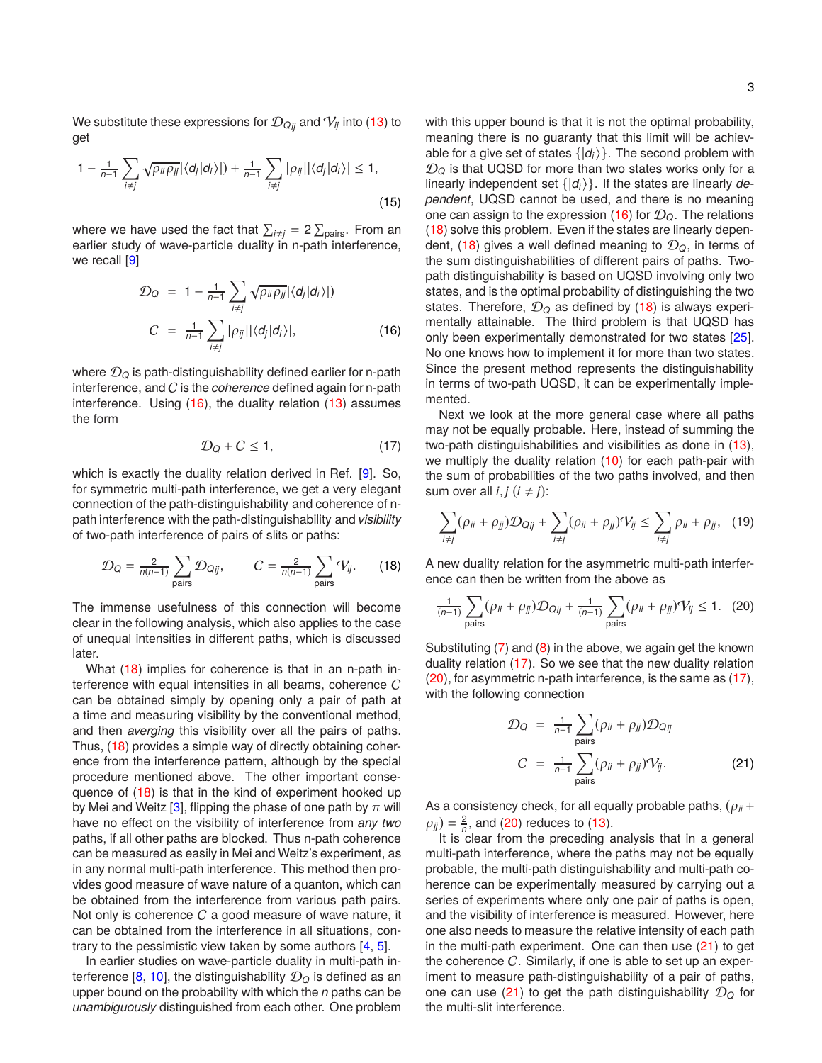We substitute these expressions for $\mathcal{D}_{Qij}$ and $\mathcal{V}_{ij}$ into (13) to get

$$1 - \tfrac{1}{n-1}\sum_{i\neq j}\sqrt{\rho_{ii}\rho_{jj}}|\langle d_j|d_i\rangle|) + \tfrac{1}{n-1}\sum_{i\neq j}|\rho_{ij}||\langle d_j|d_i\rangle| \leq 1, \tag{15}$$

where we have used the fact that $\sum_{i\neq j} = 2\sum_{\text{pairs}}$. From an earlier study of wave-particle duality in n-path interference, we recall [9]

$$\begin{aligned}\mathcal{D}_Q &= 1 - \tfrac{1}{n-1}\sum_{i\neq j}\sqrt{\rho_{ii}\rho_{jj}}|\langle d_j|d_i\rangle|) \\ C &= \tfrac{1}{n-1}\sum_{i\neq j}|\rho_{ij}||\langle d_j|d_i\rangle|,\end{aligned} \tag{16}$$

where $\mathcal{D}_Q$ is path-distinguishability defined earlier for n-path interference, and $C$ is the *coherence* defined again for n-path interference. Using (16), the duality relation (13) assumes the form

$$\mathcal{D}_Q + C \leq 1, \tag{17}$$

which is exactly the duality relation derived in Ref. [9]. So, for symmetric multi-path interference, we get a very elegant connection of the path-distinguishability and coherence of n-path interference with the path-distinguishability and *visibility* of two-path interference of pairs of slits or paths:

$$\mathcal{D}_Q = \tfrac{2}{n(n-1)}\sum_{\text{pairs}}\mathcal{D}_{Qij}, \qquad C = \tfrac{2}{n(n-1)}\sum_{\text{pairs}}\mathcal{V}_{ij}. \tag{18}$$

The immense usefulness of this connection will become clear in the following analysis, which also applies to the case of unequal intensities in different paths, which is discussed later.

What (18) implies for coherence is that in an n-path interference with equal intensities in all beams, coherence $C$ can be obtained simply by opening only a pair of path at a time and measuring visibility by the conventional method, and then *averging* this visibility over all the pairs of paths. Thus, (18) provides a simple way of directly obtaining coherence from the interference pattern, although by the special procedure mentioned above. The other important consequence of (18) is that in the kind of experiment hooked up by Mei and Weitz [3], flipping the phase of one path by $\pi$ will have no effect on the visibility of interference from *any two* paths, if all other paths are blocked. Thus n-path coherence can be measured as easily in Mei and Weitz's experiment, as in any normal multi-path interference. This method then provides good measure of wave nature of a quanton, which can be obtained from the interference from various path pairs. Not only is coherence $C$ a good measure of wave nature, it can be obtained from the interference in all situations, contrary to the pessimistic view taken by some authors [4, 5].

In earlier studies on wave-particle duality in multi-path interference [8, 10], the distinguishability $\mathcal{D}_Q$ is defined as an upper bound on the probability with which the $n$ paths can be *unambiguously* distinguished from each other. One problem with this upper bound is that it is not the optimal probability, meaning there is no guaranty that this limit will be achievable for a give set of states $\{|d_i\rangle\}$. The second problem with $\mathcal{D}_Q$ is that UQSD for more than two states works only for a linearly independent set $\{|d_i\rangle\}$. If the states are linearly *dependent*, UQSD cannot be used, and there is no meaning one can assign to the expression (16) for $\mathcal{D}_Q$. The relations (18) solve this problem. Even if the states are linearly dependent, (18) gives a well defined meaning to $\mathcal{D}_Q$, in terms of the sum distinguishabilities of different pairs of paths. Two-path distinguishability is based on UQSD involving only two states, and is the optimal probability of distinguishing the two states. Therefore, $\mathcal{D}_Q$ as defined by (18) is always experimentally attainable. The third problem is that UQSD has only been experimentally demonstrated for two states [25]. No one knows how to implement it for more than two states. Since the present method represents the distinguishability in terms of two-path UQSD, it can be experimentally implemented.

Next we look at the more general case where all paths may not be equally probable. Here, instead of summing the two-path distinguishabilities and visibilities as done in (13), we multiply the duality relation (10) for each path-pair with the sum of probabilities of the two paths involved, and then sum over all $i, j$ $(i \neq j)$:

$$\sum_{i\neq j}(\rho_{ii}+\rho_{jj})\mathcal{D}_{Qij} + \sum_{i\neq j}(\rho_{ii}+\rho_{jj})\mathcal{V}_{ij} \leq \sum_{i\neq j}\rho_{ii}+\rho_{jj}, \tag{19}$$

A new duality relation for the asymmetric multi-path interference can then be written from the above as

$$\tfrac{1}{(n-1)}\sum_{\text{pairs}}(\rho_{ii}+\rho_{jj})\mathcal{D}_{Qij} + \tfrac{1}{(n-1)}\sum_{\text{pairs}}(\rho_{ii}+\rho_{jj})\mathcal{V}_{ij} \leq 1. \tag{20}$$

Substituting (7) and (8) in the above, we again get the known duality relation (17). So we see that the new duality relation (20), for asymmetric n-path interference, is the same as (17), with the following connection

$$\begin{aligned}\mathcal{D}_Q &= \tfrac{1}{n-1}\sum_{\text{pairs}}(\rho_{ii}+\rho_{jj})\mathcal{D}_{Qij} \\ C &= \tfrac{1}{n-1}\sum_{\text{pairs}}(\rho_{ii}+\rho_{jj})\mathcal{V}_{ij}.\end{aligned} \tag{21}$$

As a consistency check, for all equally probable paths, $(\rho_{ii} + \rho_{jj}) = \frac{2}{n}$, and (20) reduces to (13).

It is clear from the preceding analysis that in a general multi-path interference, where the paths may not be equally probable, the multi-path distinguishability and multi-path coherence can be experimentally measured by carrying out a series of experiments where only one pair of paths is open, and the visibility of interference is measured. However, here one also needs to measure the relative intensity of each path in the multi-path experiment. One can then use (21) to get the coherence $C$. Similarly, if one is able to set up an experiment to measure path-distinguishability of a pair of paths, one can use (21) to get the path distinguishability $\mathcal{D}_Q$ for the multi-slit interference.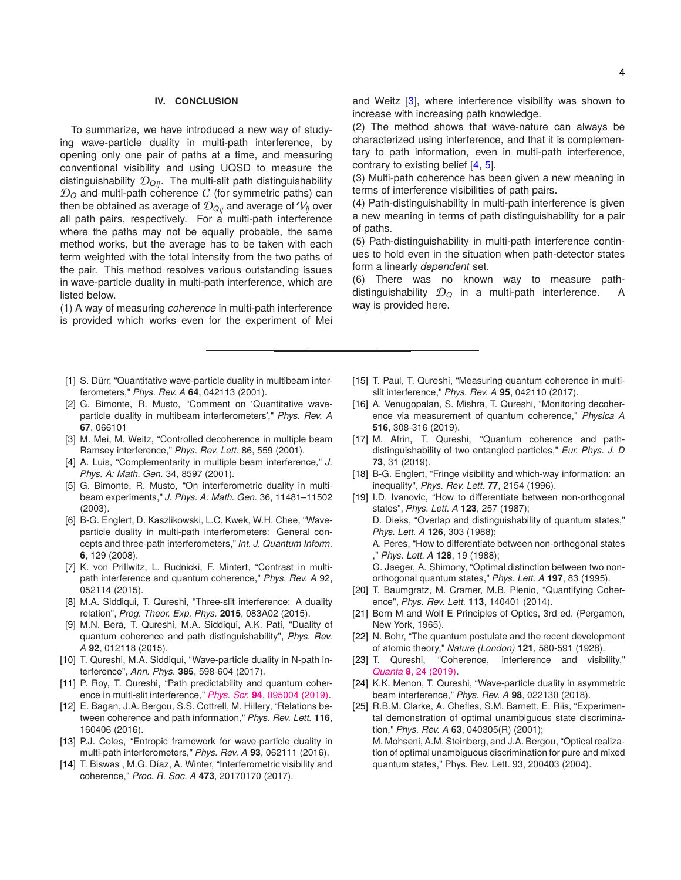## IV. CONCLUSION

To summarize, we have introduced a new way of studying wave-particle duality in multi-path interference, by opening only one pair of paths at a time, and measuring conventional visibility and using UQSD to measure the distinguishability $\mathcal{D}_{Qij}$. The multi-slit path distinguishability $\mathcal{D}_Q$ and multi-path coherence $\mathcal{C}$ (for symmetric paths) can then be obtained as average of $\mathcal{D}_{Qij}$ and average of $\mathcal{V}_{ij}$ over all path pairs, respectively. For a multi-path interference where the paths may not be equally probable, the same method works, but the average has to be taken with each term weighted with the total intensity from the two paths of the pair. This method resolves various outstanding issues in wave-particle duality in multi-path interference, which are listed below.

(1) A way of measuring *coherence* in multi-path interference is provided which works even for the experiment of Mei and Weitz [3], where interference visibility was shown to increase with increasing path knowledge.

(2) The method shows that wave-nature can always be characterized using interference, and that it is complementary to path information, even in multi-path interference, contrary to existing belief [4, 5].

(3) Multi-path coherence has been given a new meaning in terms of interference visibilities of path pairs.

(4) Path-distinguishability in multi-path interference is given a new meaning in terms of path distinguishability for a pair of paths.

(5) Path-distinguishability in multi-path interference continues to hold even in the situation when path-detector states form a linearly *dependent* set.

(6) There was no known way to measure path-distinguishability $\mathcal{D}_Q$ in a multi-path interference. A way is provided here.

---

[1] S. Dürr, "Quantitative wave-particle duality in multibeam interferometers," *Phys. Rev. A* **64**, 042113 (2001).

[2] G. Bimonte, R. Musto, "Comment on 'Quantitative wave-particle duality in multibeam interferometers'," *Phys. Rev. A* **67**, 066101

[3] M. Mei, M. Weitz, "Controlled decoherence in multiple beam Ramsey interference," *Phys. Rev. Lett.* 86, 559 (2001).

[4] A. Luis, "Complementarity in multiple beam interference," *J. Phys. A: Math. Gen.* 34, 8597 (2001).

[5] G. Bimonte, R. Musto, "On interferometric duality in multibeam experiments," *J. Phys. A: Math. Gen.* 36, 11481–11502 (2003).

[6] B-G. Englert, D. Kaszlikowski, L.C. Kwek, W.H. Chee, "Wave-particle duality in multi-path interferometers: General concepts and three-path interferometers," *Int. J. Quantum Inform.* **6**, 129 (2008).

[7] K. von Prillwitz, L. Rudnicki, F. Mintert, "Contrast in multipath interference and quantum coherence," *Phys. Rev. A* 92, 052114 (2015).

[8] M.A. Siddiqui, T. Qureshi, "Three-slit interference: A duality relation", *Prog. Theor. Exp. Phys.* **2015**, 083A02 (2015).

[9] M.N. Bera, T. Qureshi, M.A. Siddiqui, A.K. Pati, "Duality of quantum coherence and path distinguishability", *Phys. Rev. A* **92**, 012118 (2015).

[10] T. Qureshi, M.A. Siddiqui, "Wave-particle duality in N-path interference", *Ann. Phys.* **385**, 598-604 (2017).

[11] P. Roy, T. Qureshi, "Path predictability and quantum coherence in multi-slit interference," *Phys. Scr.* **94**, 095004 (2019).

[12] E. Bagan, J.A. Bergou, S.S. Cottrell, M. Hillery, "Relations between coherence and path information," *Phys. Rev. Lett.* **116**, 160406 (2016).

[13] P.J. Coles, "Entropic framework for wave-particle duality in multi-path interferometers," *Phys. Rev. A* **93**, 062111 (2016).

[14] T. Biswas , M.G. Díaz, A. Winter, "Interferometric visibility and coherence," *Proc. R. Soc. A* **473**, 20170170 (2017).

[15] T. Paul, T. Qureshi, "Measuring quantum coherence in multislit interference," *Phys. Rev. A* **95**, 042110 (2017).

[16] A. Venugopalan, S. Mishra, T. Qureshi, "Monitoring decoherence via measurement of quantum coherence," *Physica A* **516**, 308-316 (2019).

[17] M. Afrin, T. Qureshi, "Quantum coherence and path-distinguishability of two entangled particles," *Eur. Phys. J. D* **73**, 31 (2019).

[18] B-G. Englert, "Fringe visibility and which-way information: an inequality", *Phys. Rev. Lett.* **77**, 2154 (1996).

[19] I.D. Ivanovic, "How to differentiate between non-orthogonal states", *Phys. Lett. A* **123**, 257 (1987);
D. Dieks, "Overlap and distinguishability of quantum states," *Phys. Lett. A* **126**, 303 (1988);
A. Peres, "How to differentiate between non-orthogonal states ," *Phys. Lett. A* **128**, 19 (1988);
G. Jaeger, A. Shimony, "Optimal distinction between two non-orthogonal quantum states," *Phys. Lett. A* **197**, 83 (1995).

[20] T. Baumgratz, M. Cramer, M.B. Plenio, "Quantifying Coherence", *Phys. Rev. Lett.* **113**, 140401 (2014).

[21] Born M and Wolf E Principles of Optics, 3rd ed. (Pergamon, New York, 1965).

[22] N. Bohr, "The quantum postulate and the recent development of atomic theory," *Nature (London)* **121**, 580-591 (1928).

[23] T. Qureshi, "Coherence, interference and visibility," *Quanta* **8**, 24 (2019).

[24] K.K. Menon, T. Qureshi, "Wave-particle duality in asymmetric beam interference," *Phys. Rev. A* **98**, 022130 (2018).

[25] R.B.M. Clarke, A. Chefles, S.M. Barnett, E. Riis, "Experimental demonstration of optimal unambiguous state discrimination," *Phys. Rev. A* **63**, 040305(R) (2001);
M. Mohseni, A.M. Steinberg, and J.A. Bergou, "Optical realization of optimal unambiguous discrimination for pure and mixed quantum states," Phys. Rev. Lett. 93, 200403 (2004).